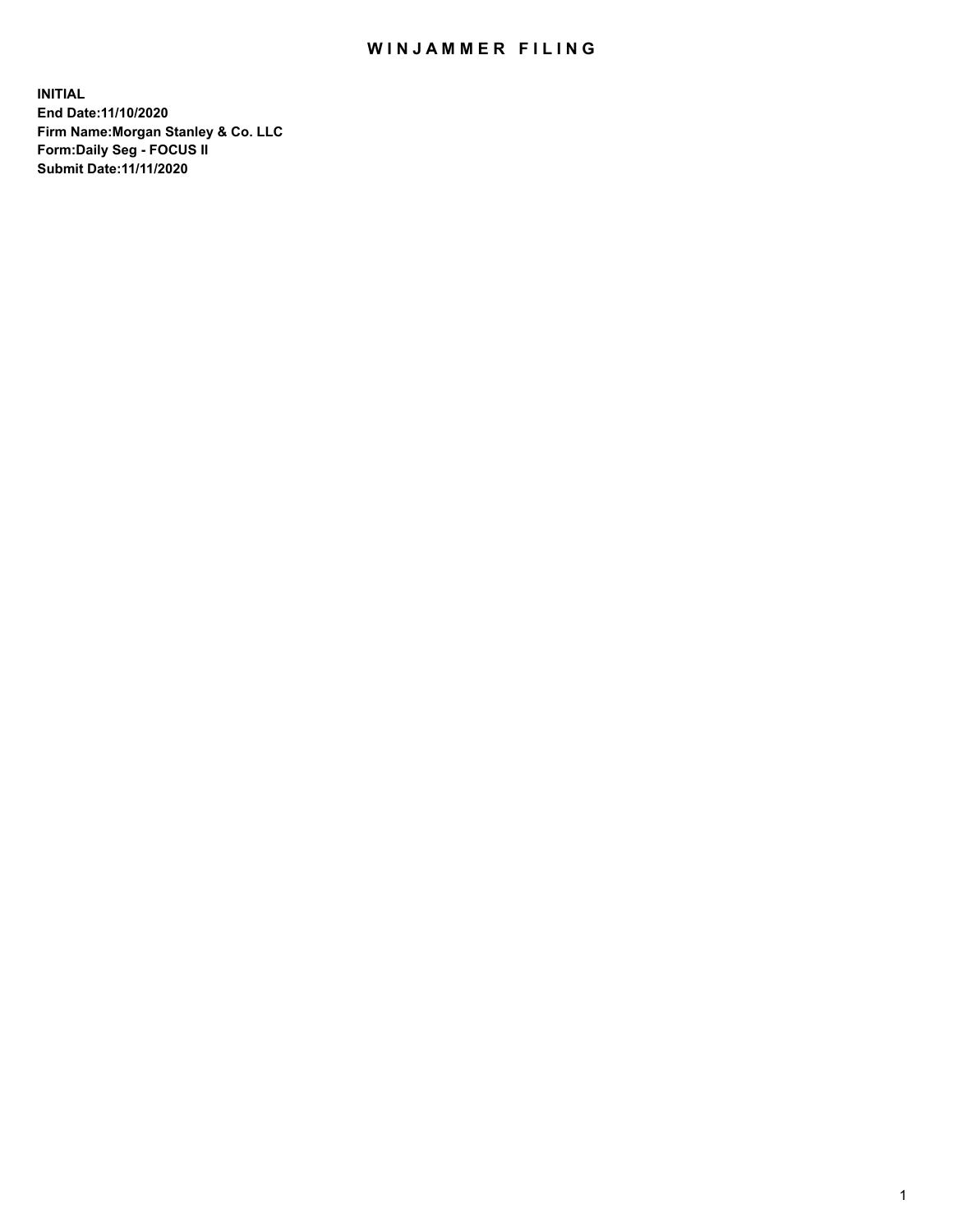# WINJAMMER FILING

**INITIAL**
**End Date:11/10/2020**
**Firm Name:Morgan Stanley & Co. LLC**
**Form:Daily Seg - FOCUS II**
**Submit Date:11/11/2020**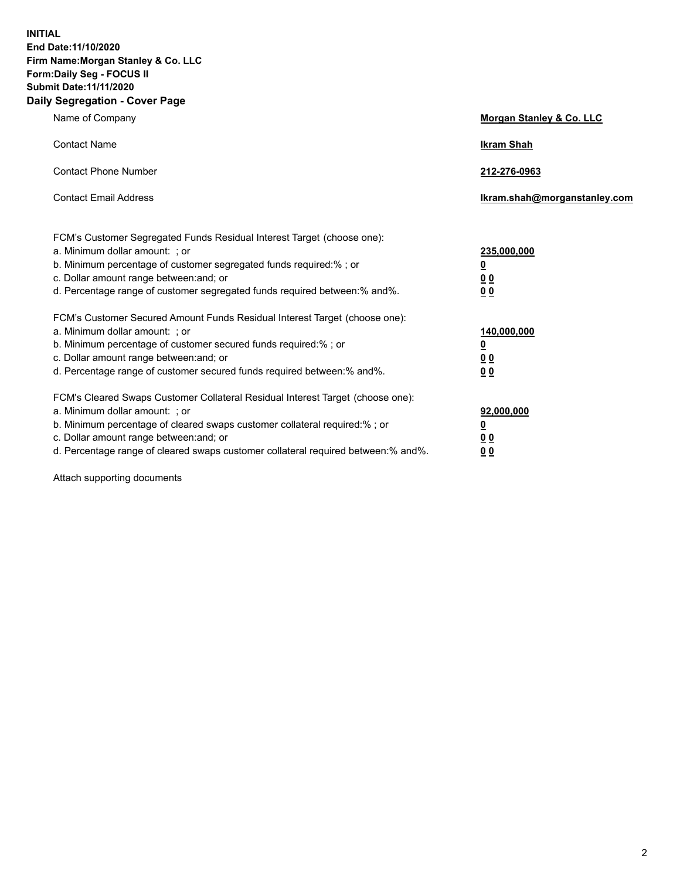**INITIAL**
**End Date:11/10/2020**
**Firm Name:Morgan Stanley & Co. LLC**
**Form:Daily Seg - FOCUS II**
**Submit Date:11/11/2020**
**Daily Segregation - Cover Page**

| | |
|---|---|
| Name of Company | **Morgan Stanley & Co. LLC** |
| Contact Name | **Ikram Shah** |
| Contact Phone Number | **212-276-0963** |
| Contact Email Address | **Ikram.shah@morganstanley.com** |

FCM's Customer Segregated Funds Residual Interest Target (choose one):

| | |
|---|---|
| a. Minimum dollar amount: ; or | **235,000,000** |
| b. Minimum percentage of customer segregated funds required:% ; or | **0** |
| c. Dollar amount range between:and; or | **0 0** |
| d. Percentage range of customer segregated funds required between:% and%. | **0 0** |

FCM's Customer Secured Amount Funds Residual Interest Target (choose one):

| | |
|---|---|
| a. Minimum dollar amount: ; or | **140,000,000** |
| b. Minimum percentage of customer secured funds required:% ; or | **0** |
| c. Dollar amount range between:and; or | **0 0** |
| d. Percentage range of customer secured funds required between:% and%. | **0 0** |

FCM's Cleared Swaps Customer Collateral Residual Interest Target (choose one):

| | |
|---|---|
| a. Minimum dollar amount: ; or | **92,000,000** |
| b. Minimum percentage of cleared swaps customer collateral required:% ; or | **0** |
| c. Dollar amount range between:and; or | **0 0** |
| d. Percentage range of cleared swaps customer collateral required between:% and%. | **0 0** |

Attach supporting documents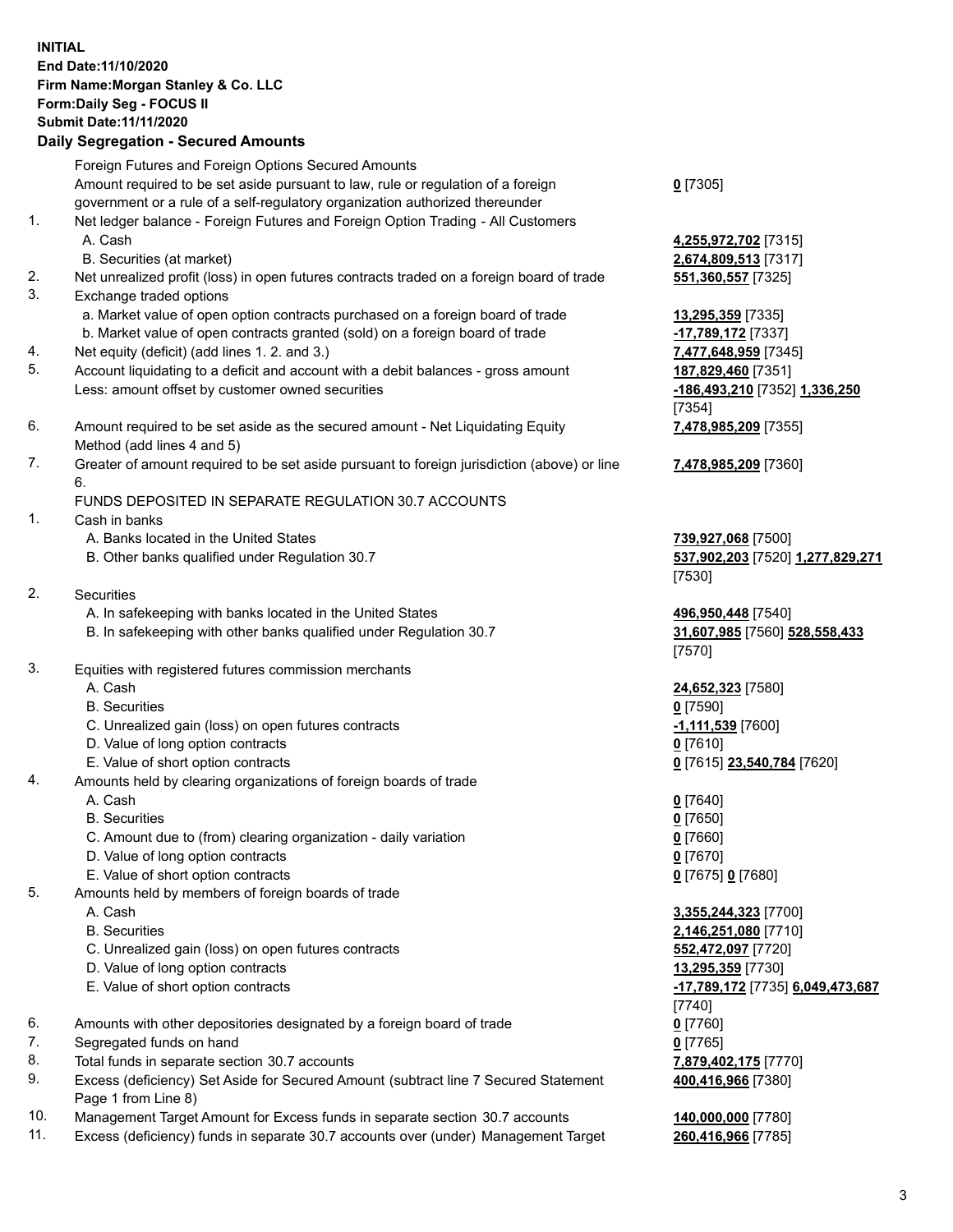**INITIAL**
**End Date:11/10/2020**
**Firm Name:Morgan Stanley & Co. LLC**
**Form:Daily Seg - FOCUS II**
**Submit Date:11/11/2020**

## Daily Segregation - Secured Amounts

| | | |
|---|---|---|
| | Foreign Futures and Foreign Options Secured Amounts | |
| | Amount required to be set aside pursuant to law, rule or regulation of a foreign government or a rule of a self-regulatory organization authorized thereunder | **0** [7305] |
| 1. | Net ledger balance - Foreign Futures and Foreign Option Trading - All Customers | |
| | A. Cash | **4,255,972,702** [7315] |
| | B. Securities (at market) | **2,674,809,513** [7317] |
| 2. | Net unrealized profit (loss) in open futures contracts traded on a foreign board of trade | **551,360,557** [7325] |
| 3. | Exchange traded options | |
| | a. Market value of open option contracts purchased on a foreign board of trade | **13,295,359** [7335] |
| | b. Market value of open contracts granted (sold) on a foreign board of trade | **-17,789,172** [7337] |
| 4. | Net equity (deficit) (add lines 1. 2. and 3.) | **7,477,648,959** [7345] |
| 5. | Account liquidating to a deficit and account with a debit balances - gross amount | **187,829,460** [7351] |
| | Less: amount offset by customer owned securities | **-186,493,210** [7352] **1,336,250** [7354] |
| 6. | Amount required to be set aside as the secured amount - Net Liquidating Equity Method (add lines 4 and 5) | **7,478,985,209** [7355] |
| 7. | Greater of amount required to be set aside pursuant to foreign jurisdiction (above) or line 6. | **7,478,985,209** [7360] |
| | FUNDS DEPOSITED IN SEPARATE REGULATION 30.7 ACCOUNTS | |
| 1. | Cash in banks | |
| | A. Banks located in the United States | **739,927,068** [7500] |
| | B. Other banks qualified under Regulation 30.7 | **537,902,203** [7520] **1,277,829,271** [7530] |
| 2. | Securities | |
| | A. In safekeeping with banks located in the United States | **496,950,448** [7540] |
| | B. In safekeeping with other banks qualified under Regulation 30.7 | **31,607,985** [7560] **528,558,433** [7570] |
| 3. | Equities with registered futures commission merchants | |
| | A. Cash | **24,652,323** [7580] |
| | B. Securities | **0** [7590] |
| | C. Unrealized gain (loss) on open futures contracts | **-1,111,539** [7600] |
| | D. Value of long option contracts | **0** [7610] |
| | E. Value of short option contracts | **0** [7615] **23,540,784** [7620] |
| 4. | Amounts held by clearing organizations of foreign boards of trade | |
| | A. Cash | **0** [7640] |
| | B. Securities | **0** [7650] |
| | C. Amount due to (from) clearing organization - daily variation | **0** [7660] |
| | D. Value of long option contracts | **0** [7670] |
| | E. Value of short option contracts | **0** [7675] **0** [7680] |
| 5. | Amounts held by members of foreign boards of trade | |
| | A. Cash | **3,355,244,323** [7700] |
| | B. Securities | **2,146,251,080** [7710] |
| | C. Unrealized gain (loss) on open futures contracts | **552,472,097** [7720] |
| | D. Value of long option contracts | **13,295,359** [7730] |
| | E. Value of short option contracts | **-17,789,172** [7735] **6,049,473,687** [7740] |
| 6. | Amounts with other depositories designated by a foreign board of trade | **0** [7760] |
| 7. | Segregated funds on hand | **0** [7765] |
| 8. | Total funds in separate section 30.7 accounts | **7,879,402,175** [7770] |
| 9. | Excess (deficiency) Set Aside for Secured Amount (subtract line 7 Secured Statement Page 1 from Line 8) | **400,416,966** [7380] |
| 10. | Management Target Amount for Excess funds in separate section 30.7 accounts | **140,000,000** [7780] |
| 11. | Excess (deficiency) funds in separate 30.7 accounts over (under) Management Target | **260,416,966** [7785] |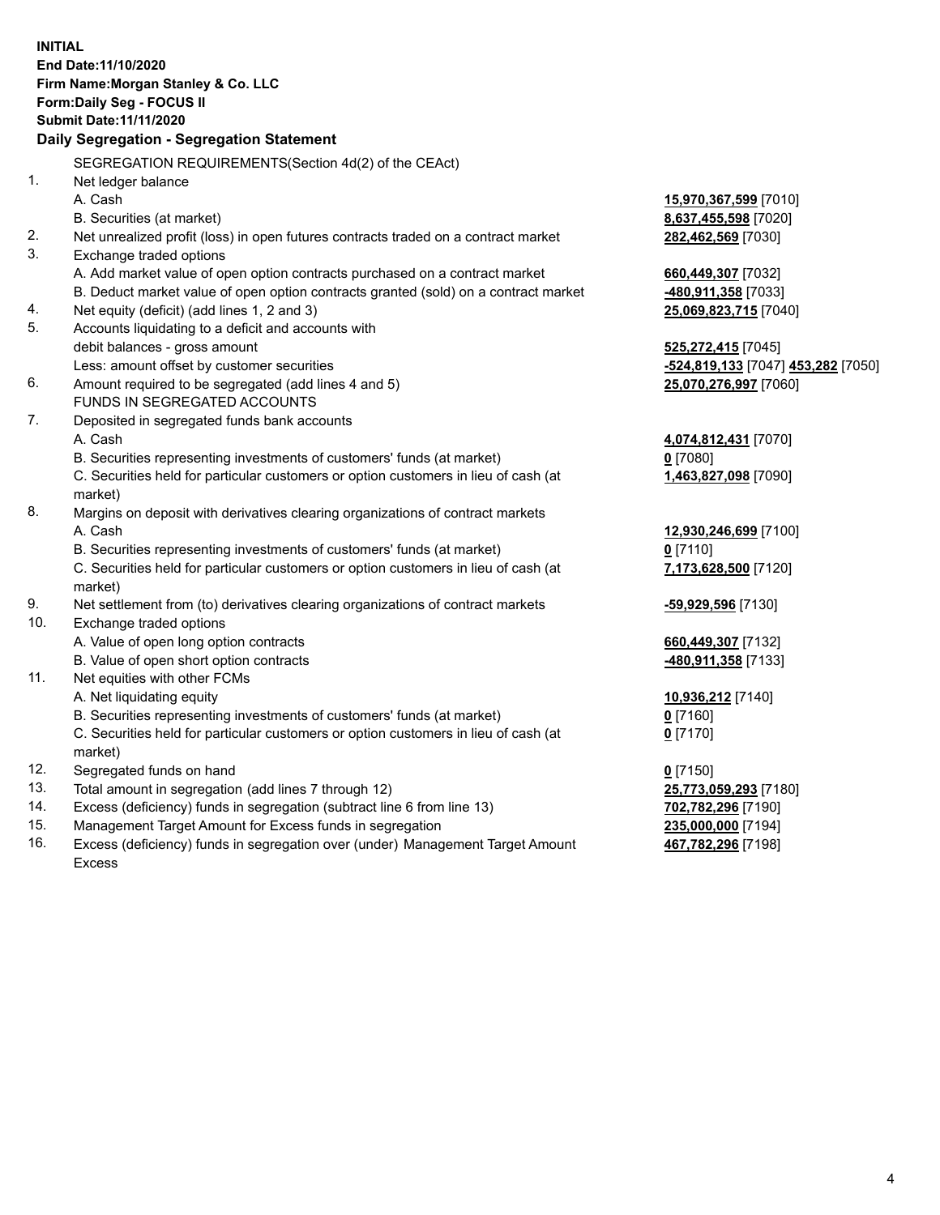**INITIAL**
**End Date:11/10/2020**
**Firm Name:Morgan Stanley & Co. LLC**
**Form:Daily Seg - FOCUS II**
**Submit Date:11/11/2020**

**Daily Segregation - Segregation Statement**

| | | | |
|---|---|---|---|
| | SEGREGATION REQUIREMENTS(Section 4d(2) of the CEAct) | | |
| 1. | Net ledger balance | | |
| | A. Cash | **15,970,367,599** [7010] | |
| | B. Securities (at market) | **8,637,455,598** [7020] | |
| 2. | Net unrealized profit (loss) in open futures contracts traded on a contract market | **282,462,569** [7030] | |
| 3. | Exchange traded options | | |
| | A. Add market value of open option contracts purchased on a contract market | **660,449,307** [7032] | |
| | B. Deduct market value of open option contracts granted (sold) on a contract market | **-480,911,358** [7033] | |
| 4. | Net equity (deficit) (add lines 1, 2 and 3) | **25,069,823,715** [7040] | |
| 5. | Accounts liquidating to a deficit and accounts with debit balances - gross amount | **525,272,415** [7045] | |
| | Less: amount offset by customer securities | **-524,819,133** [7047] | **453,282** [7050] |
| 6. | Amount required to be segregated (add lines 4 and 5) | **25,070,276,997** [7060] | |
| | FUNDS IN SEGREGATED ACCOUNTS | | |
| 7. | Deposited in segregated funds bank accounts | | |
| | A. Cash | **4,074,812,431** [7070] | |
| | B. Securities representing investments of customers' funds (at market) | **0** [7080] | |
| | C. Securities held for particular customers or option customers in lieu of cash (at market) | **1,463,827,098** [7090] | |
| 8. | Margins on deposit with derivatives clearing organizations of contract markets | | |
| | A. Cash | **12,930,246,699** [7100] | |
| | B. Securities representing investments of customers' funds (at market) | **0** [7110] | |
| | C. Securities held for particular customers or option customers in lieu of cash (at market) | **7,173,628,500** [7120] | |
| 9. | Net settlement from (to) derivatives clearing organizations of contract markets | **-59,929,596** [7130] | |
| 10. | Exchange traded options | | |
| | A. Value of open long option contracts | **660,449,307** [7132] | |
| | B. Value of open short option contracts | **-480,911,358** [7133] | |
| 11. | Net equities with other FCMs | | |
| | A. Net liquidating equity | **10,936,212** [7140] | |
| | B. Securities representing investments of customers' funds (at market) | **0** [7160] | |
| | C. Securities held for particular customers or option customers in lieu of cash (at market) | **0** [7170] | |
| 12. | Segregated funds on hand | **0** [7150] | |
| 13. | Total amount in segregation (add lines 7 through 12) | **25,773,059,293** [7180] | |
| 14. | Excess (deficiency) funds in segregation (subtract line 6 from line 13) | **702,782,296** [7190] | |
| 15. | Management Target Amount for Excess funds in segregation | **235,000,000** [7194] | |
| 16. | Excess (deficiency) funds in segregation over (under) Management Target Amount Excess | **467,782,296** [7198] | |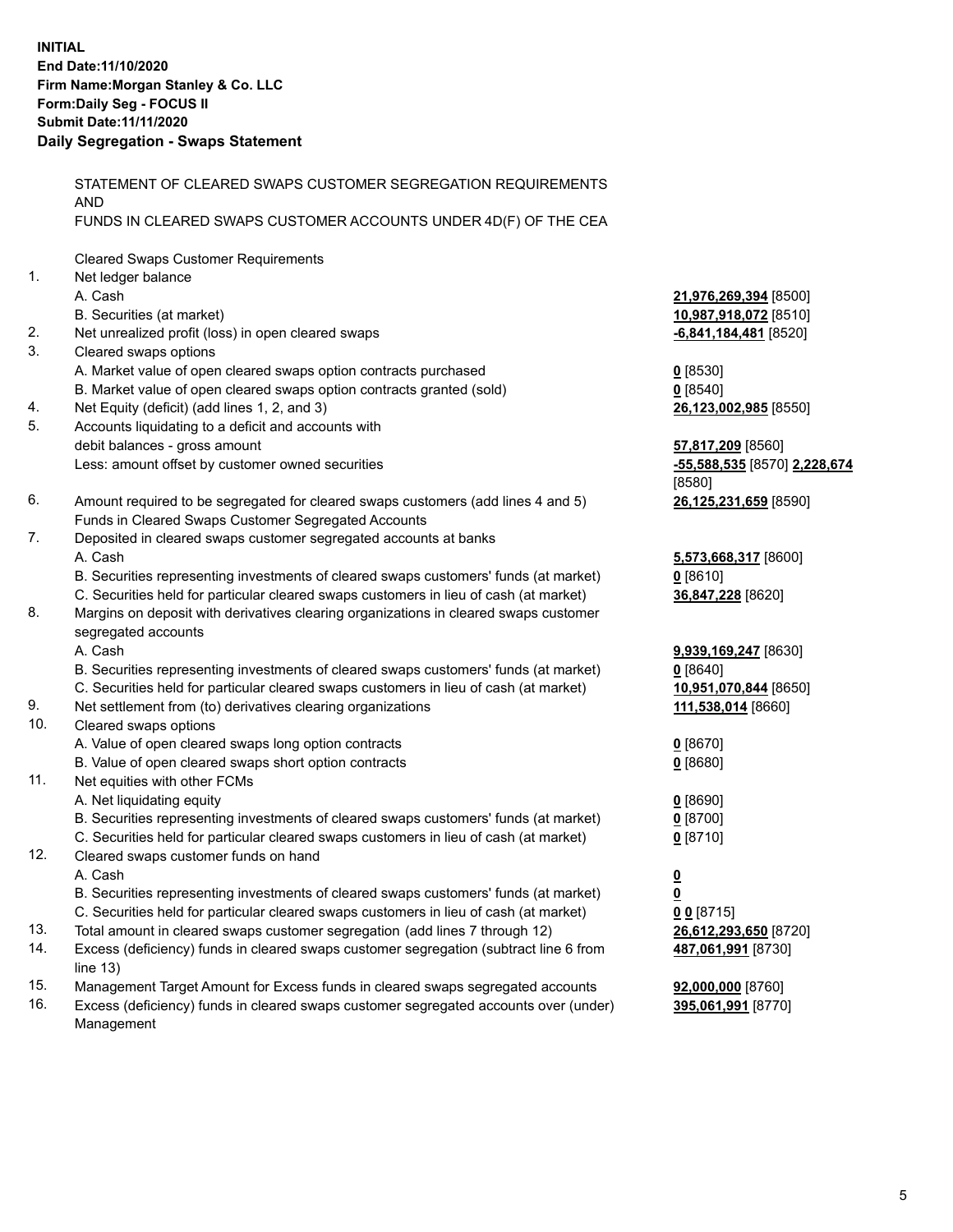**INITIAL**
**End Date:11/10/2020**
**Firm Name:Morgan Stanley & Co. LLC**
**Form:Daily Seg - FOCUS II**
**Submit Date:11/11/2020**
**Daily Segregation - Swaps Statement**

STATEMENT OF CLEARED SWAPS CUSTOMER SEGREGATION REQUIREMENTS AND FUNDS IN CLEARED SWAPS CUSTOMER ACCOUNTS UNDER 4D(F) OF THE CEA

| | | |
|---|---|---|
| | Cleared Swaps Customer Requirements | |
| 1. | Net ledger balance | |
| | A. Cash | **21,976,269,394** [8500] |
| | B. Securities (at market) | **10,987,918,072** [8510] |
| 2. | Net unrealized profit (loss) in open cleared swaps | **-6,841,184,481** [8520] |
| 3. | Cleared swaps options | |
| | A. Market value of open cleared swaps option contracts purchased | **0** [8530] |
| | B. Market value of open cleared swaps option contracts granted (sold) | **0** [8540] |
| 4. | Net Equity (deficit) (add lines 1, 2, and 3) | **26,123,002,985** [8550] |
| 5. | Accounts liquidating to a deficit and accounts with debit balances - gross amount | **57,817,209** [8560] |
| | Less: amount offset by customer owned securities | **-55,588,535** [8570] **2,228,674** [8580] |
| 6. | Amount required to be segregated for cleared swaps customers (add lines 4 and 5) | **26,125,231,659** [8590] |
| | Funds in Cleared Swaps Customer Segregated Accounts | |
| 7. | Deposited in cleared swaps customer segregated accounts at banks | |
| | A. Cash | **5,573,668,317** [8600] |
| | B. Securities representing investments of cleared swaps customers' funds (at market) | **0** [8610] |
| | C. Securities held for particular cleared swaps customers in lieu of cash (at market) | **36,847,228** [8620] |
| 8. | Margins on deposit with derivatives clearing organizations in cleared swaps customer segregated accounts | |
| | A. Cash | **9,939,169,247** [8630] |
| | B. Securities representing investments of cleared swaps customers' funds (at market) | **0** [8640] |
| | C. Securities held for particular cleared swaps customers in lieu of cash (at market) | **10,951,070,844** [8650] |
| 9. | Net settlement from (to) derivatives clearing organizations | **111,538,014** [8660] |
| 10. | Cleared swaps options | |
| | A. Value of open cleared swaps long option contracts | **0** [8670] |
| | B. Value of open cleared swaps short option contracts | **0** [8680] |
| 11. | Net equities with other FCMs | |
| | A. Net liquidating equity | **0** [8690] |
| | B. Securities representing investments of cleared swaps customers' funds (at market) | **0** [8700] |
| | C. Securities held for particular cleared swaps customers in lieu of cash (at market) | **0** [8710] |
| 12. | Cleared swaps customer funds on hand | |
| | A. Cash | **0** |
| | B. Securities representing investments of cleared swaps customers' funds (at market) | **0** |
| | C. Securities held for particular cleared swaps customers in lieu of cash (at market) | **0** **0** [8715] |
| 13. | Total amount in cleared swaps customer segregation (add lines 7 through 12) | **26,612,293,650** [8720] |
| 14. | Excess (deficiency) funds in cleared swaps customer segregation (subtract line 6 from line 13) | **487,061,991** [8730] |
| 15. | Management Target Amount for Excess funds in cleared swaps segregated accounts | **92,000,000** [8760] |
| 16. | Excess (deficiency) funds in cleared swaps customer segregated accounts over (under) Management | **395,061,991** [8770] |